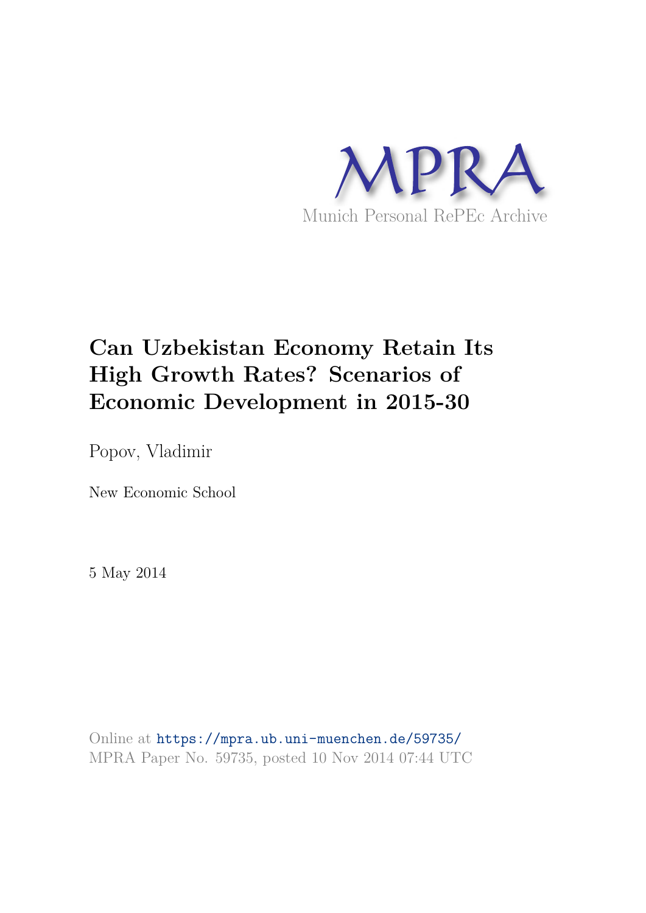MPRA

Munich Personal RePEc Archive

# Can Uzbekistan Economy Retain Its High Growth Rates? Scenarios of Economic Development in 2015-30

Popov, Vladimir

New Economic School

5 May 2014

Online at https://mpra.ub.uni-muenchen.de/59735/
MPRA Paper No. 59735, posted 10 Nov 2014 07:44 UTC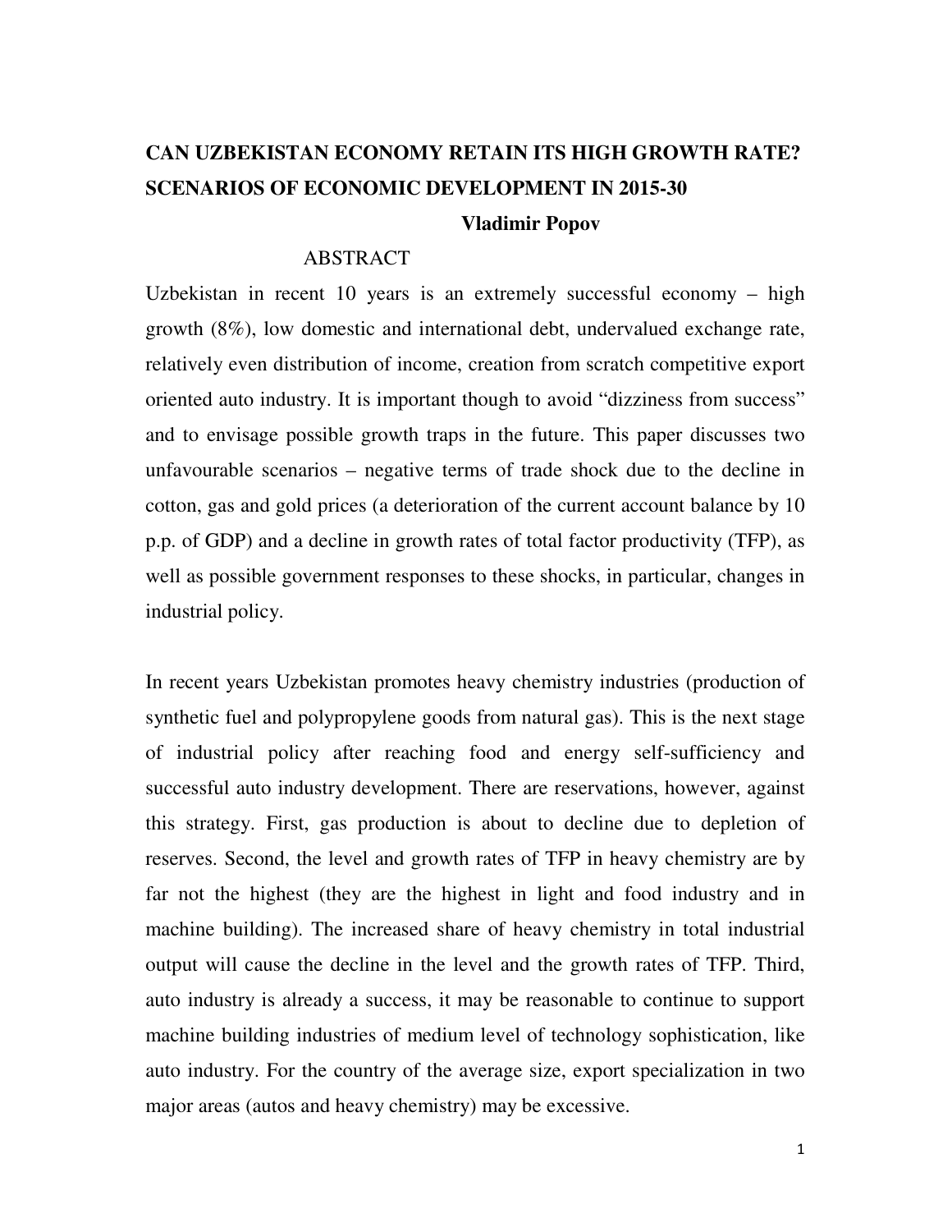# CAN UZBEKISTAN ECONOMY RETAIN ITS HIGH GROWTH RATE? SCENARIOS OF ECONOMIC DEVELOPMENT IN 2015-30

**Vladimir Popov**

## ABSTRACT

Uzbekistan in recent 10 years is an extremely successful economy – high growth (8%), low domestic and international debt, undervalued exchange rate, relatively even distribution of income, creation from scratch competitive export oriented auto industry. It is important though to avoid "dizziness from success" and to envisage possible growth traps in the future. This paper discusses two unfavourable scenarios – negative terms of trade shock due to the decline in cotton, gas and gold prices (a deterioration of the current account balance by 10 p.p. of GDP) and a decline in growth rates of total factor productivity (TFP), as well as possible government responses to these shocks, in particular, changes in industrial policy.

In recent years Uzbekistan promotes heavy chemistry industries (production of synthetic fuel and polypropylene goods from natural gas). This is the next stage of industrial policy after reaching food and energy self-sufficiency and successful auto industry development. There are reservations, however, against this strategy. First, gas production is about to decline due to depletion of reserves. Second, the level and growth rates of TFP in heavy chemistry are by far not the highest (they are the highest in light and food industry and in machine building). The increased share of heavy chemistry in total industrial output will cause the decline in the level and the growth rates of TFP. Third, auto industry is already a success, it may be reasonable to continue to support machine building industries of medium level of technology sophistication, like auto industry. For the country of the average size, export specialization in two major areas (autos and heavy chemistry) may be excessive.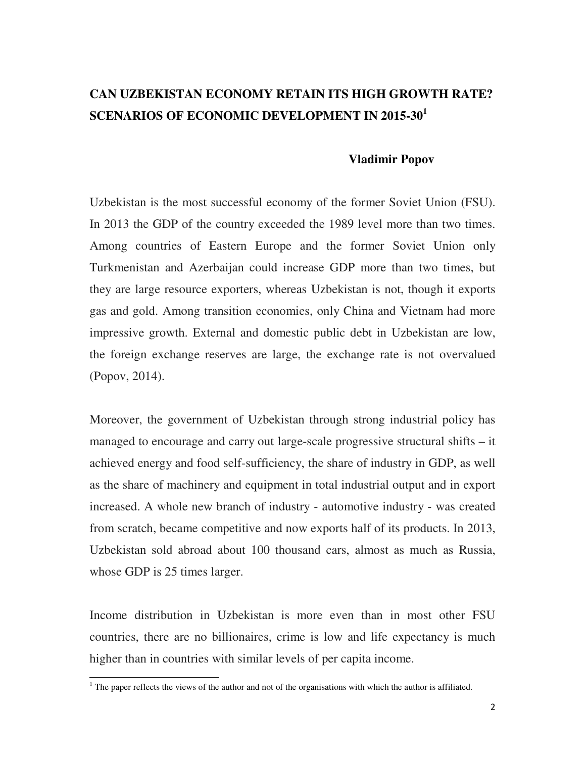# CAN UZBEKISTAN ECONOMY RETAIN ITS HIGH GROWTH RATE? SCENARIOS OF ECONOMIC DEVELOPMENT IN 2015-30[1]

**Vladimir Popov**

Uzbekistan is the most successful economy of the former Soviet Union (FSU). In 2013 the GDP of the country exceeded the 1989 level more than two times. Among countries of Eastern Europe and the former Soviet Union only Turkmenistan and Azerbaijan could increase GDP more than two times, but they are large resource exporters, whereas Uzbekistan is not, though it exports gas and gold. Among transition economies, only China and Vietnam had more impressive growth. External and domestic public debt in Uzbekistan are low, the foreign exchange reserves are large, the exchange rate is not overvalued (Popov, 2014).

Moreover, the government of Uzbekistan through strong industrial policy has managed to encourage and carry out large-scale progressive structural shifts – it achieved energy and food self-sufficiency, the share of industry in GDP, as well as the share of machinery and equipment in total industrial output and in export increased. A whole new branch of industry - automotive industry - was created from scratch, became competitive and now exports half of its products. In 2013, Uzbekistan sold abroad about 100 thousand cars, almost as much as Russia, whose GDP is 25 times larger.

Income distribution in Uzbekistan is more even than in most other FSU countries, there are no billionaires, crime is low and life expectancy is much higher than in countries with similar levels of per capita income.

[1] The paper reflects the views of the author and not of the organisations with which the author is affiliated.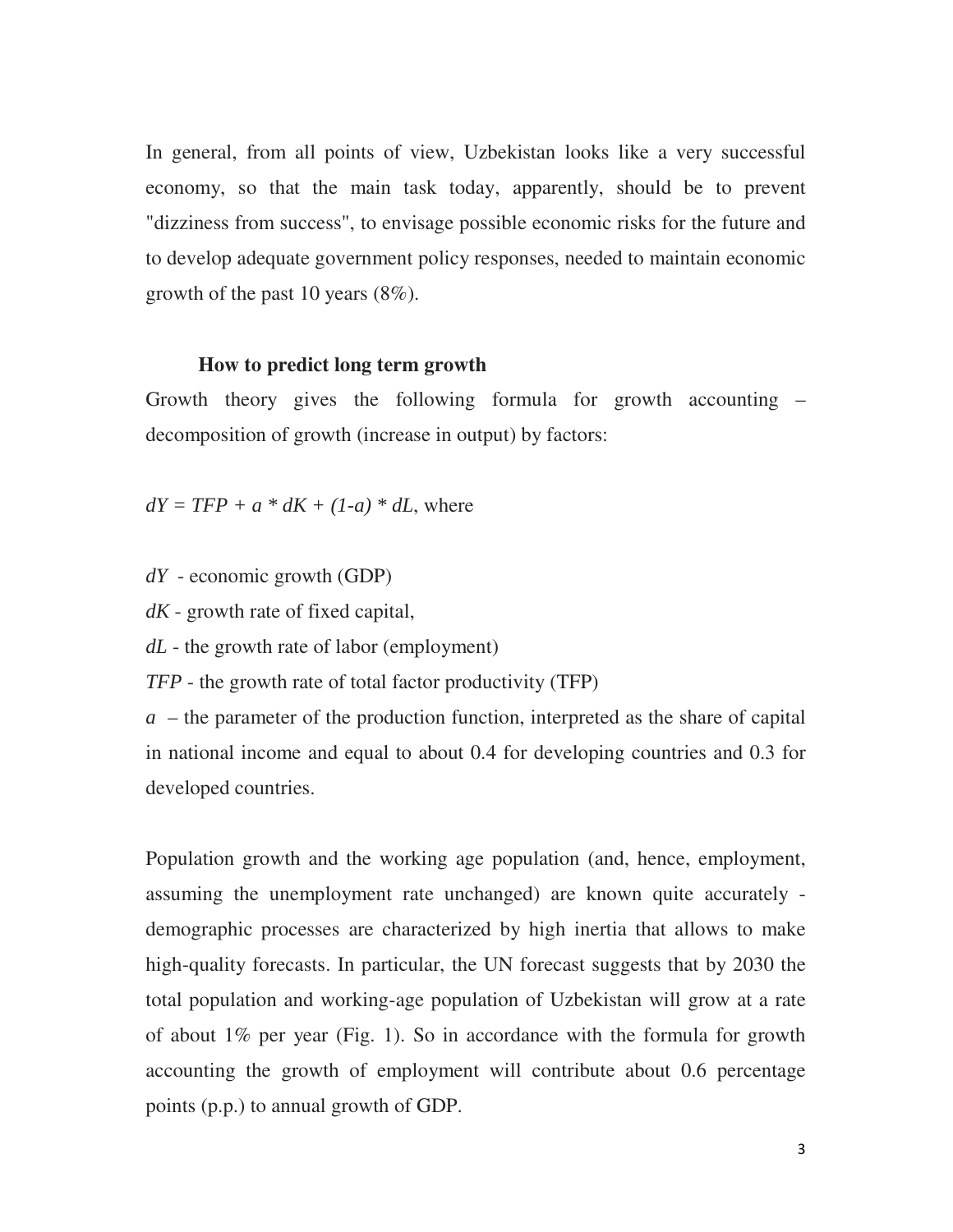In general, from all points of view, Uzbekistan looks like a very successful economy, so that the main task today, apparently, should be to prevent "dizziness from success", to envisage possible economic risks for the future and to develop adequate government policy responses, needed to maintain economic growth of the past 10 years (8%).

### How to predict long term growth

Growth theory gives the following formula for growth accounting – decomposition of growth (increase in output) by factors:

$dY = TFP + a * dK + (1-a) * dL$, where

$dY$ - economic growth (GDP)

$dK$ - growth rate of fixed capital,

$dL$ - the growth rate of labor (employment)

$TFP$ - the growth rate of total factor productivity (TFP)

$a$ – the parameter of the production function, interpreted as the share of capital in national income and equal to about 0.4 for developing countries and 0.3 for developed countries.

Population growth and the working age population (and, hence, employment, assuming the unemployment rate unchanged) are known quite accurately - demographic processes are characterized by high inertia that allows to make high-quality forecasts. In particular, the UN forecast suggests that by 2030 the total population and working-age population of Uzbekistan will grow at a rate of about 1% per year (Fig. 1). So in accordance with the formula for growth accounting the growth of employment will contribute about 0.6 percentage points (p.p.) to annual growth of GDP.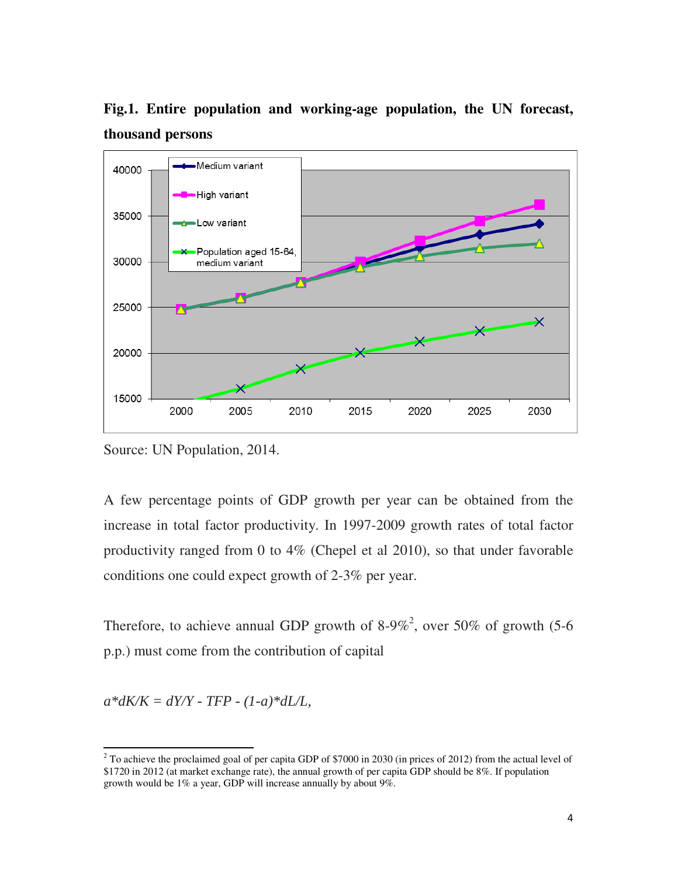**Fig.1. Entire population and working-age population, the UN forecast, thousand persons**

Source: UN Population, 2014.

A few percentage points of GDP growth per year can be obtained from the increase in total factor productivity. In 1997-2009 growth rates of total factor productivity ranged from 0 to 4% (Chepel et al 2010), so that under favorable conditions one could expect growth of 2-3% per year.

Therefore, to achieve annual GDP growth of 8-9%[2], over 50% of growth (5-6 p.p.) must come from the contribution of capital

$$a*dK/K = dY/Y - TFP - (1-a)*dL/L,$$

[2] To achieve the proclaimed goal of per capita GDP of $7000 in 2030 (in prices of 2012) from the actual level of $1720 in 2012 (at market exchange rate), the annual growth of per capita GDP should be 8%. If population growth would be 1% a year, GDP will increase annually by about 9%.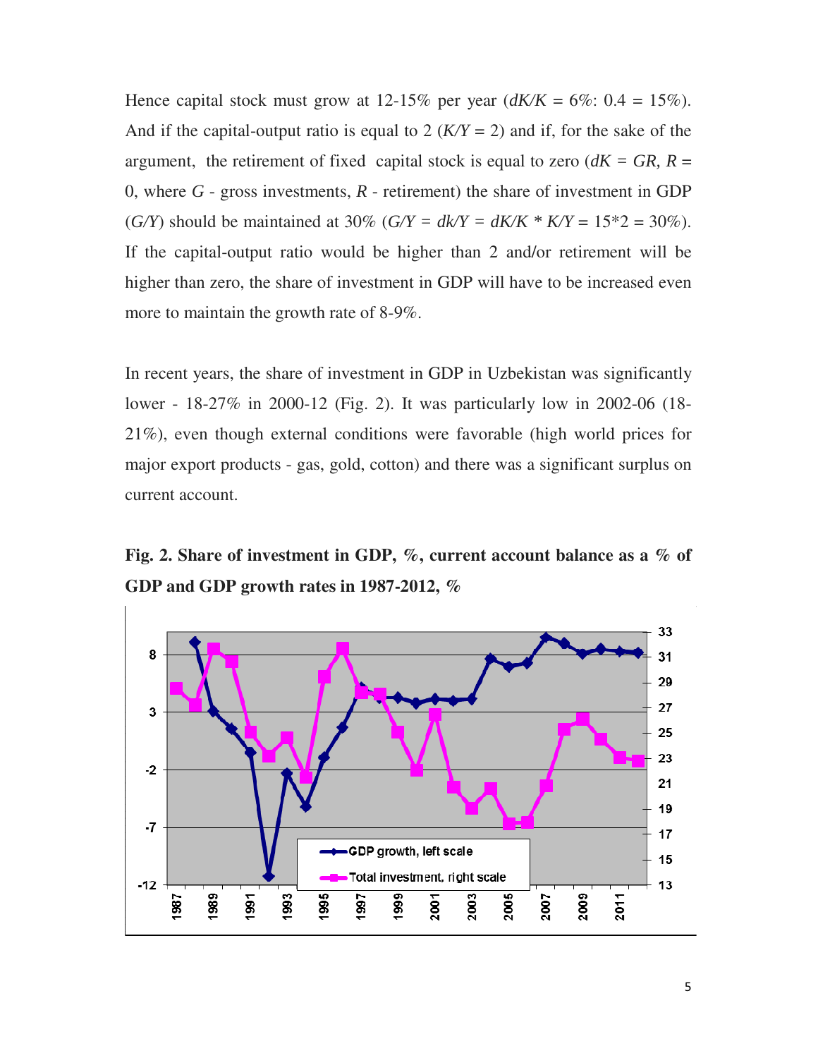Hence capital stock must grow at 12-15% per year ($dK/K$ = 6%: 0.4 = 15%). And if the capital-output ratio is equal to 2 ($K/Y$ = 2) and if, for the sake of the argument, the retirement of fixed capital stock is equal to zero ($dK = GR$, $R$ = 0, where $G$ - gross investments, $R$ - retirement) the share of investment in GDP ($G/Y$) should be maintained at 30% ($G/Y = dk/Y = dK/K * K/Y$ = 15*2 = 30%). If the capital-output ratio would be higher than 2 and/or retirement will be higher than zero, the share of investment in GDP will have to be increased even more to maintain the growth rate of 8-9%.

In recent years, the share of investment in GDP in Uzbekistan was significantly lower - 18-27% in 2000-12 (Fig. 2). It was particularly low in 2002-06 (18-21%), even though external conditions were favorable (high world prices for major export products - gas, gold, cotton) and there was a significant surplus on current account.

**Fig. 2. Share of investment in GDP, %, current account balance as a % of GDP and GDP growth rates in 1987-2012, %**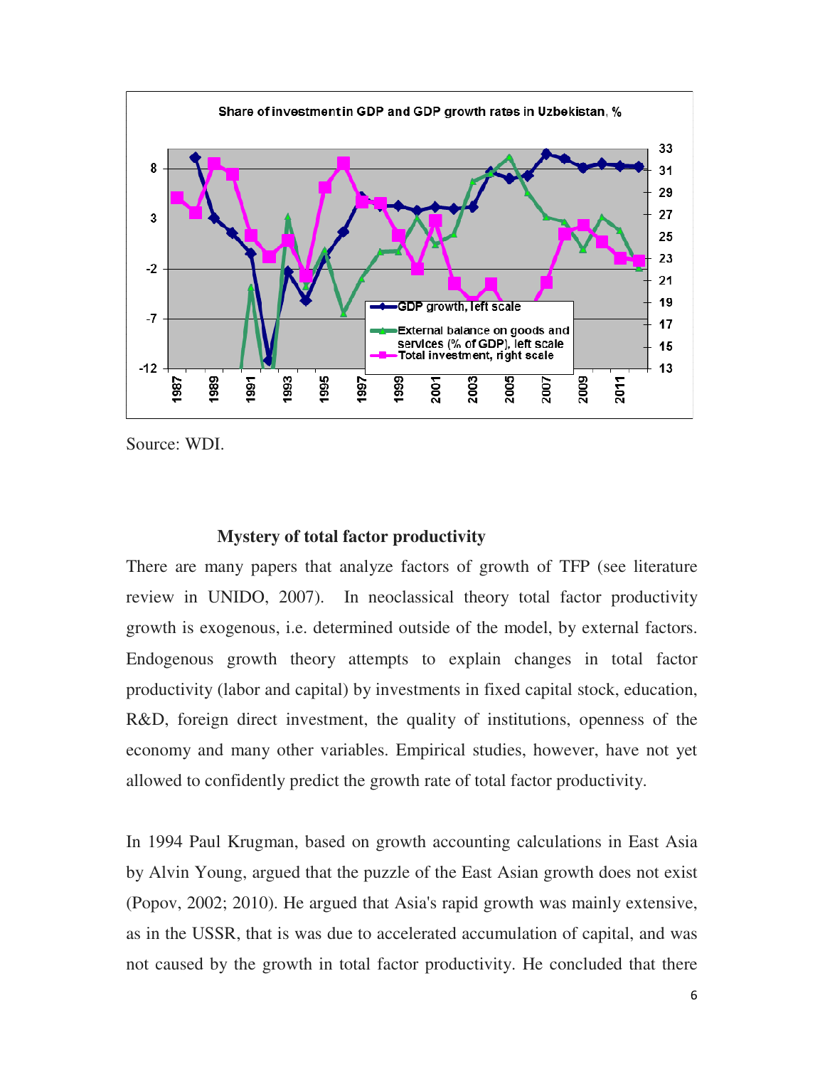Share of investment in GDP and GDP growth rates in Uzbekistan, %

Source: WDI.

### Mystery of total factor productivity

There are many papers that analyze factors of growth of TFP (see literature review in UNIDO, 2007). In neoclassical theory total factor productivity growth is exogenous, i.e. determined outside of the model, by external factors. Endogenous growth theory attempts to explain changes in total factor productivity (labor and capital) by investments in fixed capital stock, education, R&D, foreign direct investment, the quality of institutions, openness of the economy and many other variables. Empirical studies, however, have not yet allowed to confidently predict the growth rate of total factor productivity.

In 1994 Paul Krugman, based on growth accounting calculations in East Asia by Alvin Young, argued that the puzzle of the East Asian growth does not exist (Popov, 2002; 2010). He argued that Asia's rapid growth was mainly extensive, as in the USSR, that is was due to accelerated accumulation of capital, and was not caused by the growth in total factor productivity. He concluded that there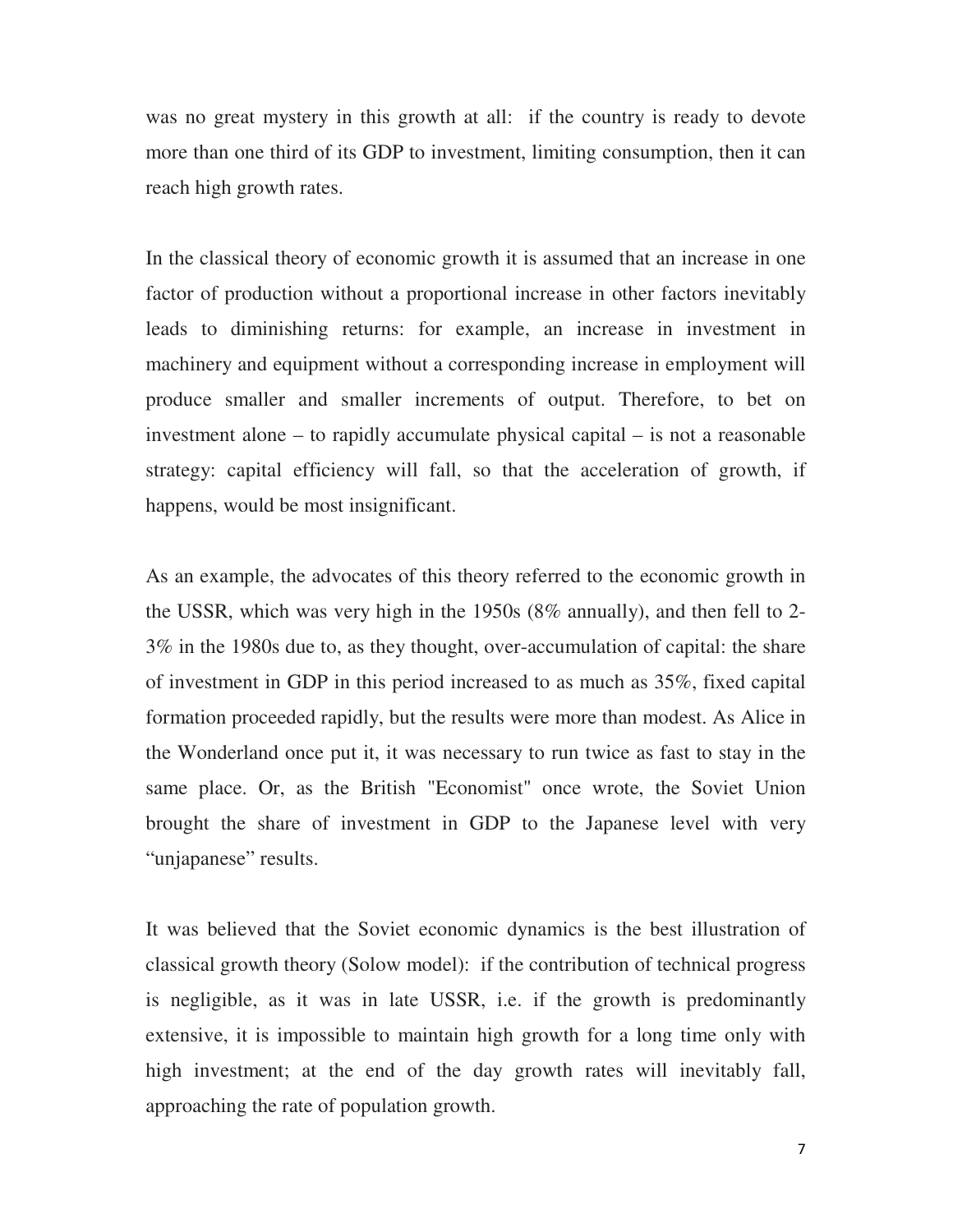was no great mystery in this growth at all: if the country is ready to devote more than one third of its GDP to investment, limiting consumption, then it can reach high growth rates.

In the classical theory of economic growth it is assumed that an increase in one factor of production without a proportional increase in other factors inevitably leads to diminishing returns: for example, an increase in investment in machinery and equipment without a corresponding increase in employment will produce smaller and smaller increments of output. Therefore, to bet on investment alone – to rapidly accumulate physical capital – is not a reasonable strategy: capital efficiency will fall, so that the acceleration of growth, if happens, would be most insignificant.

As an example, the advocates of this theory referred to the economic growth in the USSR, which was very high in the 1950s (8% annually), and then fell to 2-3% in the 1980s due to, as they thought, over-accumulation of capital: the share of investment in GDP in this period increased to as much as 35%, fixed capital formation proceeded rapidly, but the results were more than modest. As Alice in the Wonderland once put it, it was necessary to run twice as fast to stay in the same place. Or, as the British "Economist" once wrote, the Soviet Union brought the share of investment in GDP to the Japanese level with very "unjapanese" results.

It was believed that the Soviet economic dynamics is the best illustration of classical growth theory (Solow model): if the contribution of technical progress is negligible, as it was in late USSR, i.e. if the growth is predominantly extensive, it is impossible to maintain high growth for a long time only with high investment; at the end of the day growth rates will inevitably fall, approaching the rate of population growth.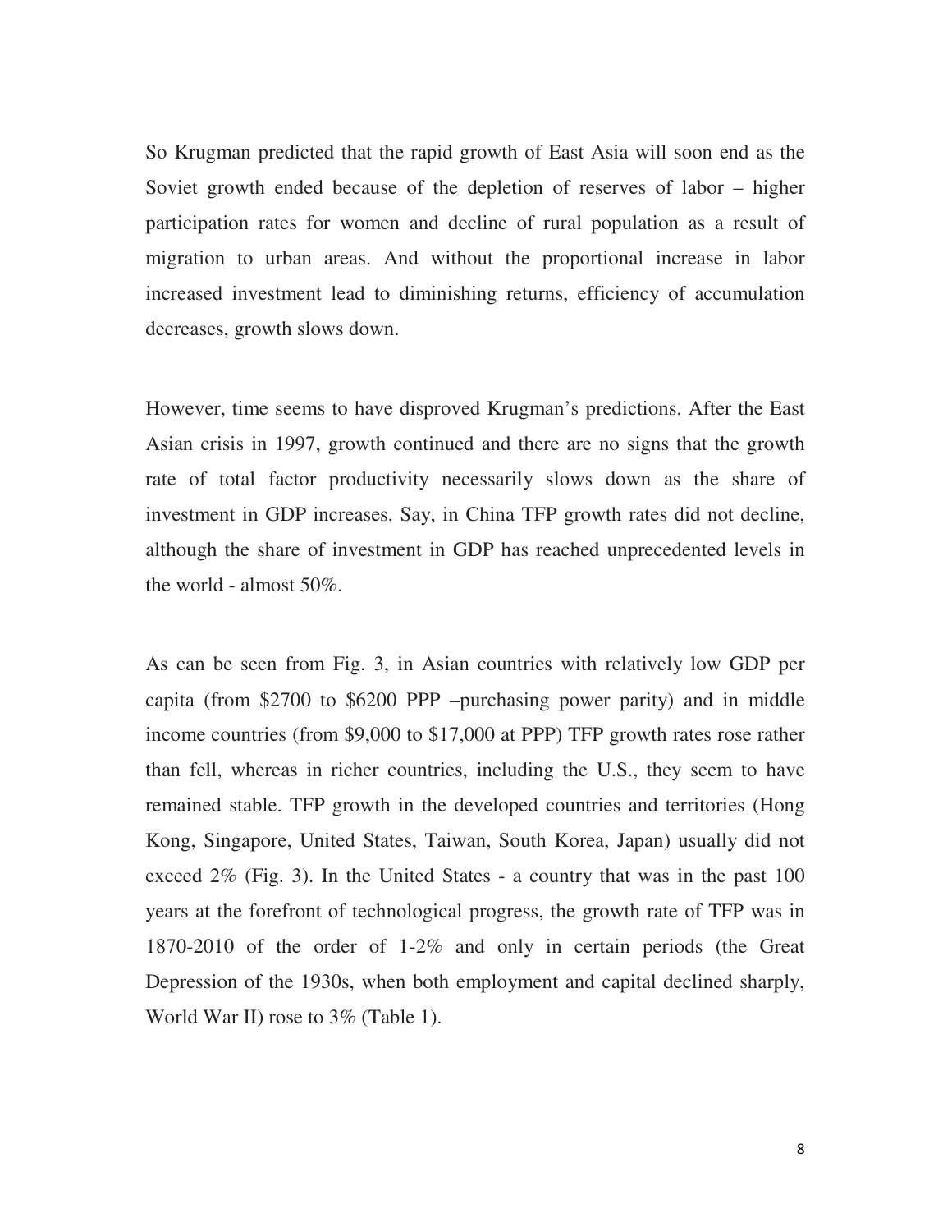So Krugman predicted that the rapid growth of East Asia will soon end as the Soviet growth ended because of the depletion of reserves of labor – higher participation rates for women and decline of rural population as a result of migration to urban areas. And without the proportional increase in labor increased investment lead to diminishing returns, efficiency of accumulation decreases, growth slows down.

However, time seems to have disproved Krugman's predictions. After the East Asian crisis in 1997, growth continued and there are no signs that the growth rate of total factor productivity necessarily slows down as the share of investment in GDP increases. Say, in China TFP growth rates did not decline, although the share of investment in GDP has reached unprecedented levels in the world - almost 50%.

As can be seen from Fig. 3, in Asian countries with relatively low GDP per capita (from $2700 to $6200 PPP –purchasing power parity) and in middle income countries (from $9,000 to $17,000 at PPP) TFP growth rates rose rather than fell, whereas in richer countries, including the U.S., they seem to have remained stable. TFP growth in the developed countries and territories (Hong Kong, Singapore, United States, Taiwan, South Korea, Japan) usually did not exceed 2% (Fig. 3). In the United States - a country that was in the past 100 years at the forefront of technological progress, the growth rate of TFP was in 1870-2010 of the order of 1-2% and only in certain periods (the Great Depression of the 1930s, when both employment and capital declined sharply, World War II) rose to 3% (Table 1).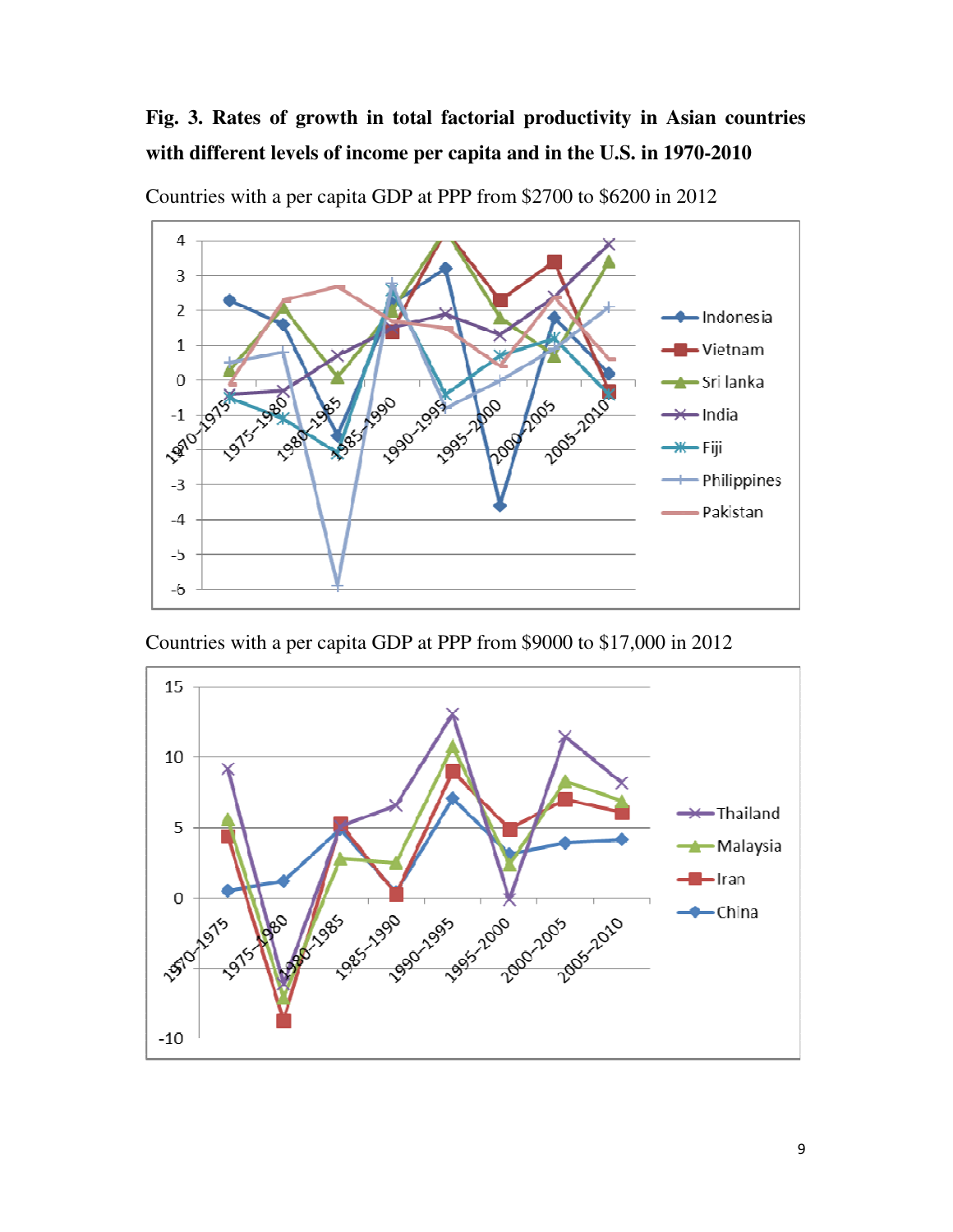**Fig. 3. Rates of growth in total factorial productivity in Asian countries with different levels of income per capita and in the U.S. in 1970-2010**

Countries with a per capita GDP at PPP from $2700 to $6200 in 2012

Countries with a per capita GDP at PPP from $9000 to $17,000 in 2012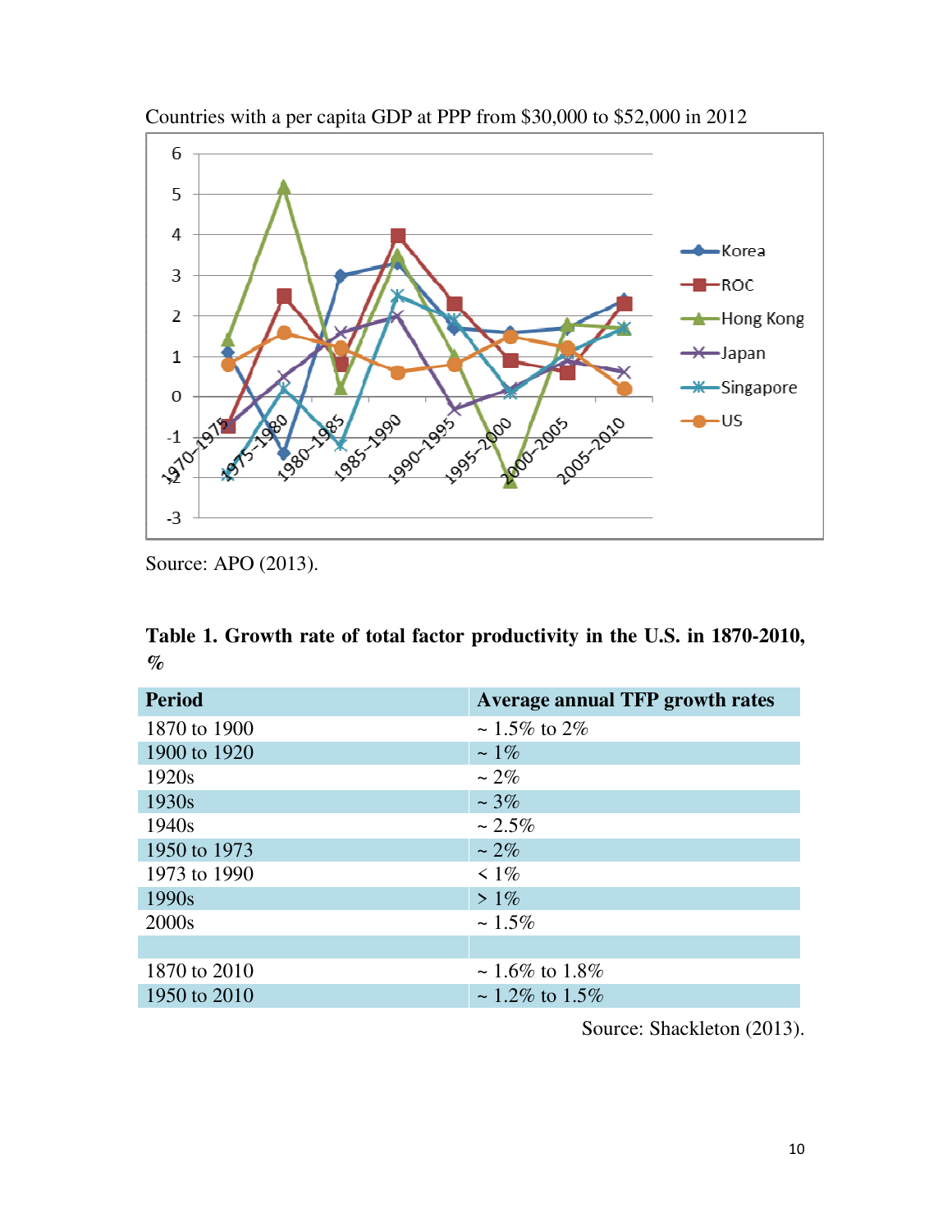Countries with a per capita GDP at PPP from $30,000 to $52,000 in 2012

Source: APO (2013).

**Table 1. Growth rate of total factor productivity in the U.S. in 1870-2010, %**

| Period | Average annual TFP growth rates |
|---|---|
| 1870 to 1900 | ~ 1.5% to 2% |
| 1900 to 1920 | ~ 1% |
| 1920s | ~ 2% |
| 1930s | ~ 3% |
| 1940s | ~ 2.5% |
| 1950 to 1973 | ~ 2% |
| 1973 to 1990 | < 1% |
| 1990s | > 1% |
| 2000s | ~ 1.5% |
| | |
| 1870 to 2010 | ~ 1.6% to 1.8% |
| 1950 to 2010 | ~ 1.2% to 1.5% |

Source: Shackleton (2013).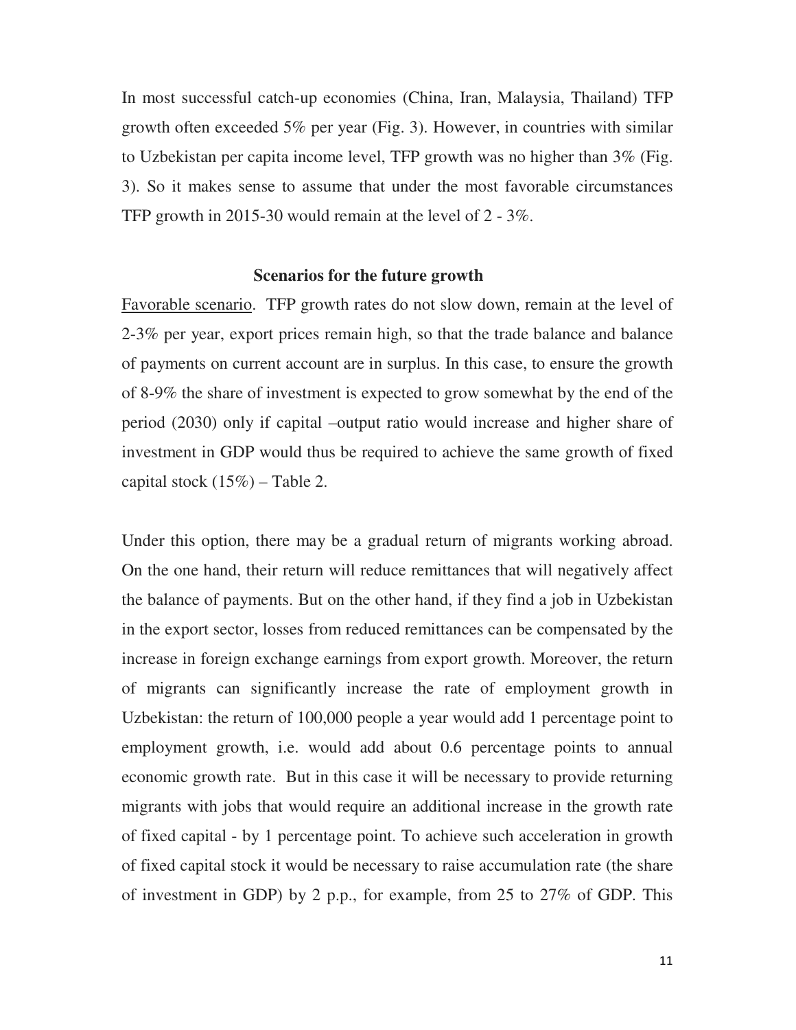In most successful catch-up economies (China, Iran, Malaysia, Thailand) TFP growth often exceeded 5% per year (Fig. 3). However, in countries with similar to Uzbekistan per capita income level, TFP growth was no higher than 3% (Fig. 3). So it makes sense to assume that under the most favorable circumstances TFP growth in 2015-30 would remain at the level of 2 - 3%.

**Scenarios for the future growth**

Favorable scenario. TFP growth rates do not slow down, remain at the level of 2-3% per year, export prices remain high, so that the trade balance and balance of payments on current account are in surplus. In this case, to ensure the growth of 8-9% the share of investment is expected to grow somewhat by the end of the period (2030) only if capital –output ratio would increase and higher share of investment in GDP would thus be required to achieve the same growth of fixed capital stock (15%) – Table 2.

Under this option, there may be a gradual return of migrants working abroad. On the one hand, their return will reduce remittances that will negatively affect the balance of payments. But on the other hand, if they find a job in Uzbekistan in the export sector, losses from reduced remittances can be compensated by the increase in foreign exchange earnings from export growth. Moreover, the return of migrants can significantly increase the rate of employment growth in Uzbekistan: the return of 100,000 people a year would add 1 percentage point to employment growth, i.e. would add about 0.6 percentage points to annual economic growth rate. But in this case it will be necessary to provide returning migrants with jobs that would require an additional increase in the growth rate of fixed capital - by 1 percentage point. To achieve such acceleration in growth of fixed capital stock it would be necessary to raise accumulation rate (the share of investment in GDP) by 2 p.p., for example, from 25 to 27% of GDP. This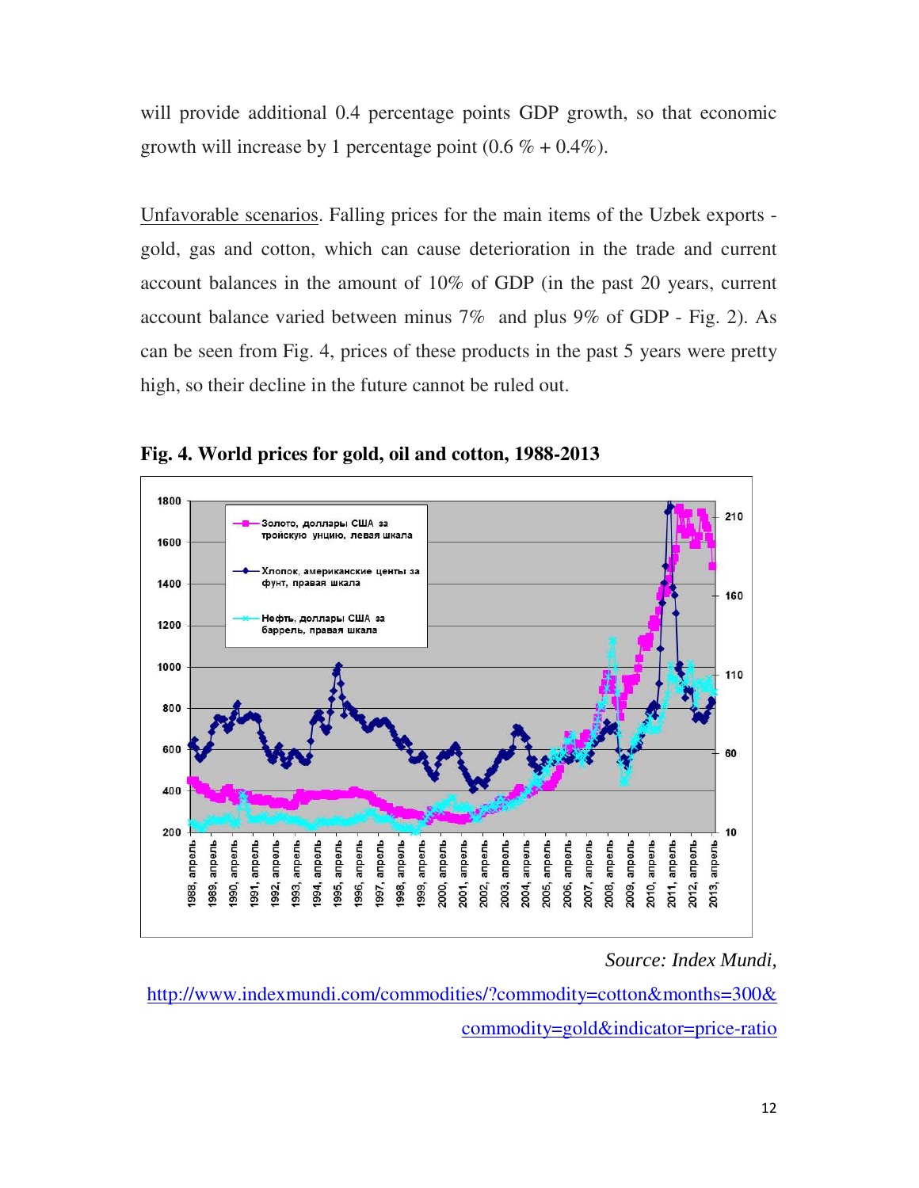will provide additional 0.4 percentage points GDP growth, so that economic growth will increase by 1 percentage point (0.6 % + 0.4%).

Unfavorable scenarios. Falling prices for the main items of the Uzbek exports - gold, gas and cotton, which can cause deterioration in the trade and current account balances in the amount of 10% of GDP (in the past 20 years, current account balance varied between minus 7% and plus 9% of GDP - Fig. 2). As can be seen from Fig. 4, prices of these products in the past 5 years were pretty high, so their decline in the future cannot be ruled out.

**Fig. 4. World prices for gold, oil and cotton, 1988-2013**

*Source: Index Mundi,*
http://www.indexmundi.com/commodities/?commodity=cotton&months=300&commodity=gold&indicator=price-ratio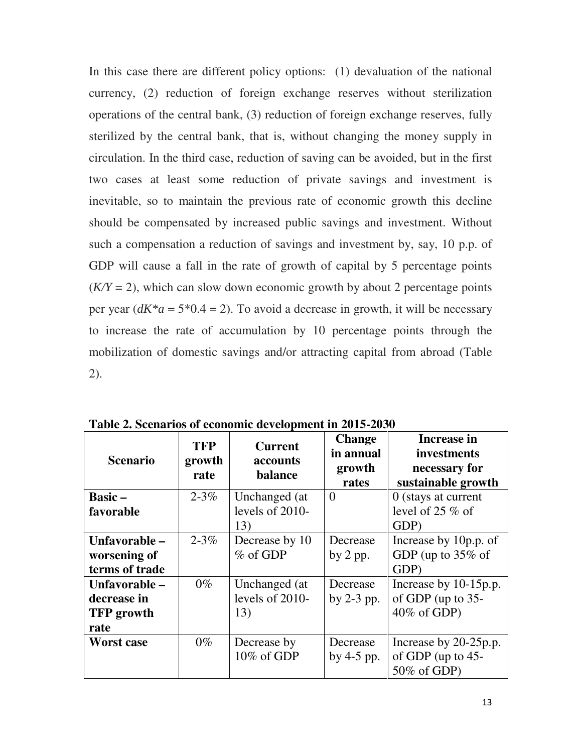In this case there are different policy options: (1) devaluation of the national currency, (2) reduction of foreign exchange reserves without sterilization operations of the central bank, (3) reduction of foreign exchange reserves, fully sterilized by the central bank, that is, without changing the money supply in circulation. In the third case, reduction of saving can be avoided, but in the first two cases at least some reduction of private savings and investment is inevitable, so to maintain the previous rate of economic growth this decline should be compensated by increased public savings and investment. Without such a compensation a reduction of savings and investment by, say, 10 p.p. of GDP will cause a fall in the rate of growth of capital by 5 percentage points ($K/Y = 2$), which can slow down economic growth by about 2 percentage points per year ($dK*a = 5*0.4 = 2$). To avoid a decrease in growth, it will be necessary to increase the rate of accumulation by 10 percentage points through the mobilization of domestic savings and/or attracting capital from abroad (Table 2).

**Table 2. Scenarios of economic development in 2015-2030**

| Scenario | TFP growth rate | Current accounts balance | Change in annual growth rates | Increase in investments necessary for sustainable growth |
|---|---|---|---|---|
| **Basic – favorable** | 2-3% | Unchanged (at levels of 2010-13) | 0 | 0 (stays at current level of 25 % of GDP) |
| **Unfavorable – worsening of terms of trade** | 2-3% | Decrease by 10 % of GDP | Decrease by 2 pp. | Increase by 10p.p. of GDP (up to 35% of GDP) |
| **Unfavorable – decrease in TFP growth rate** | 0% | Unchanged (at levels of 2010-13) | Decrease by 2-3 pp. | Increase by 10-15p.p. of GDP (up to 35-40% of GDP) |
| **Worst case** | 0% | Decrease by 10% of GDP | Decrease by 4-5 pp. | Increase by 20-25p.p. of GDP (up to 45-50% of GDP) |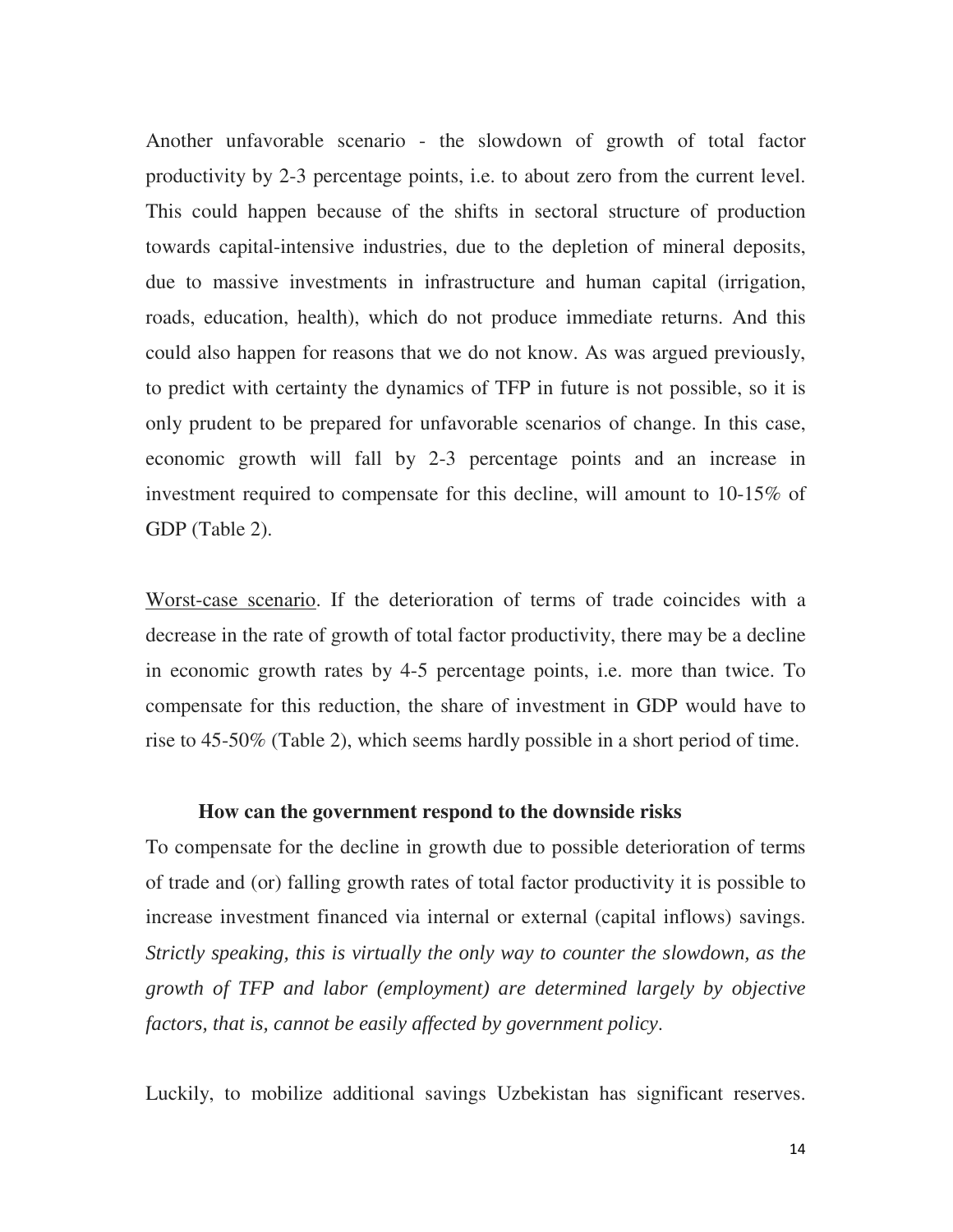Another unfavorable scenario - the slowdown of growth of total factor productivity by 2-3 percentage points, i.e. to about zero from the current level. This could happen because of the shifts in sectoral structure of production towards capital-intensive industries, due to the depletion of mineral deposits, due to massive investments in infrastructure and human capital (irrigation, roads, education, health), which do not produce immediate returns. And this could also happen for reasons that we do not know. As was argued previously, to predict with certainty the dynamics of TFP in future is not possible, so it is only prudent to be prepared for unfavorable scenarios of change. In this case, economic growth will fall by 2-3 percentage points and an increase in investment required to compensate for this decline, will amount to 10-15% of GDP (Table 2).

Worst-case scenario. If the deterioration of terms of trade coincides with a decrease in the rate of growth of total factor productivity, there may be a decline in economic growth rates by 4-5 percentage points, i.e. more than twice. To compensate for this reduction, the share of investment in GDP would have to rise to 45-50% (Table 2), which seems hardly possible in a short period of time.

### How can the government respond to the downside risks

To compensate for the decline in growth due to possible deterioration of terms of trade and (or) falling growth rates of total factor productivity it is possible to increase investment financed via internal or external (capital inflows) savings. *Strictly speaking, this is virtually the only way to counter the slowdown, as the growth of TFP and labor (employment) are determined largely by objective factors, that is, cannot be easily affected by government policy*.

Luckily, to mobilize additional savings Uzbekistan has significant reserves.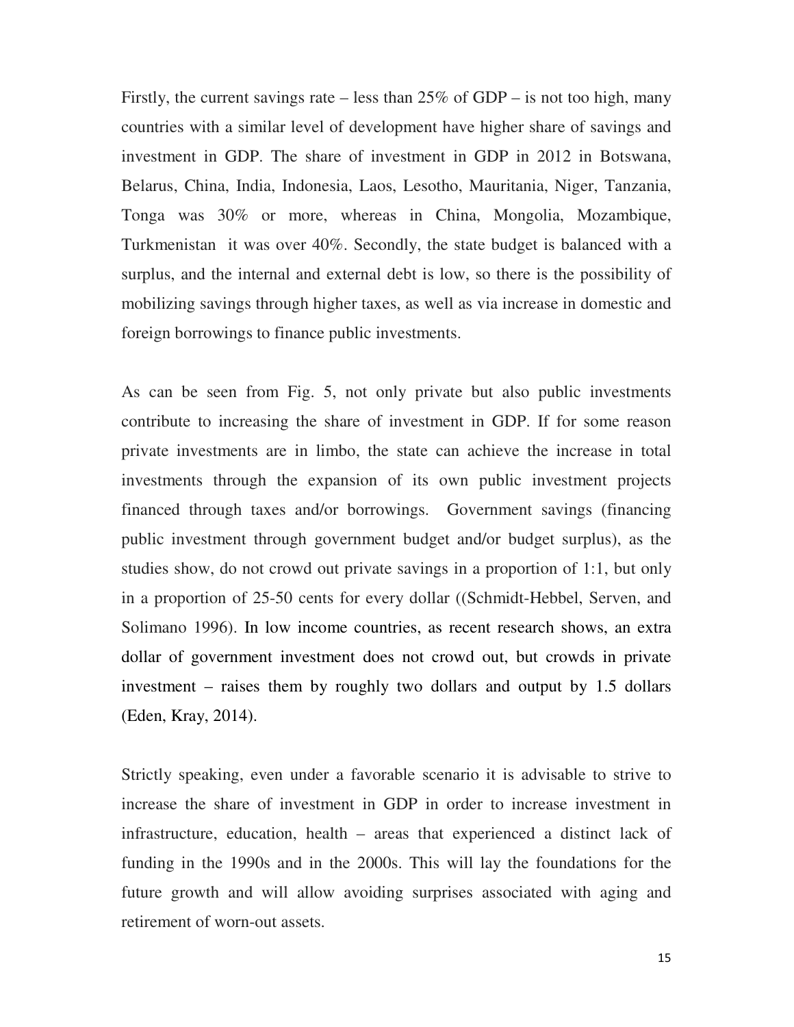Firstly, the current savings rate – less than 25% of GDP – is not too high, many countries with a similar level of development have higher share of savings and investment in GDP. The share of investment in GDP in 2012 in Botswana, Belarus, China, India, Indonesia, Laos, Lesotho, Mauritania, Niger, Tanzania, Tonga was 30% or more, whereas in China, Mongolia, Mozambique, Turkmenistan it was over 40%. Secondly, the state budget is balanced with a surplus, and the internal and external debt is low, so there is the possibility of mobilizing savings through higher taxes, as well as via increase in domestic and foreign borrowings to finance public investments.

As can be seen from Fig. 5, not only private but also public investments contribute to increasing the share of investment in GDP. If for some reason private investments are in limbo, the state can achieve the increase in total investments through the expansion of its own public investment projects financed through taxes and/or borrowings. Government savings (financing public investment through government budget and/or budget surplus), as the studies show, do not crowd out private savings in a proportion of 1:1, but only in a proportion of 25-50 cents for every dollar ((Schmidt-Hebbel, Serven, and Solimano 1996). In low income countries, as recent research shows, an extra dollar of government investment does not crowd out, but crowds in private investment – raises them by roughly two dollars and output by 1.5 dollars (Eden, Kray, 2014).

Strictly speaking, even under a favorable scenario it is advisable to strive to increase the share of investment in GDP in order to increase investment in infrastructure, education, health – areas that experienced a distinct lack of funding in the 1990s and in the 2000s. This will lay the foundations for the future growth and will allow avoiding surprises associated with aging and retirement of worn-out assets.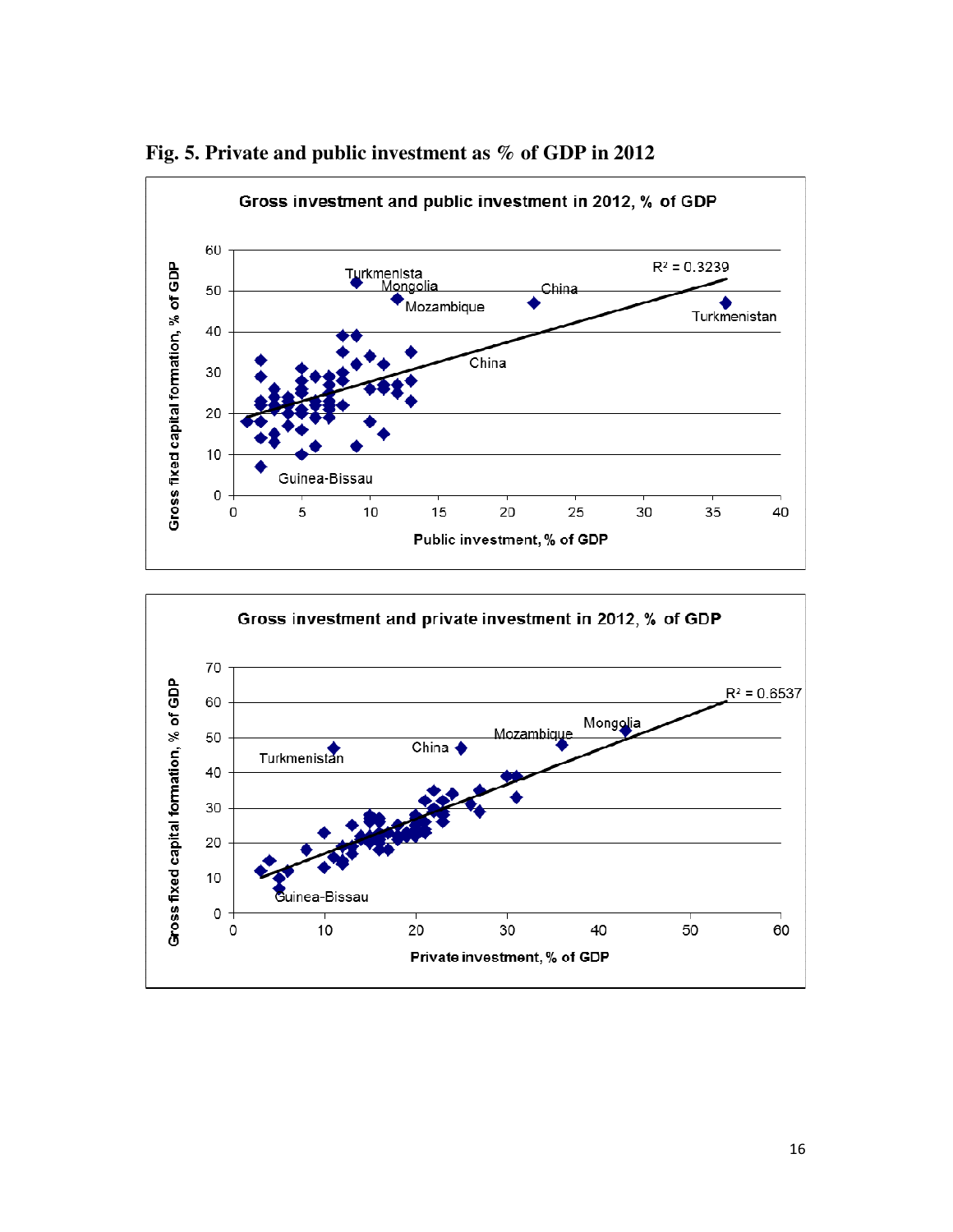**Fig. 5. Private and public investment as % of GDP in 2012**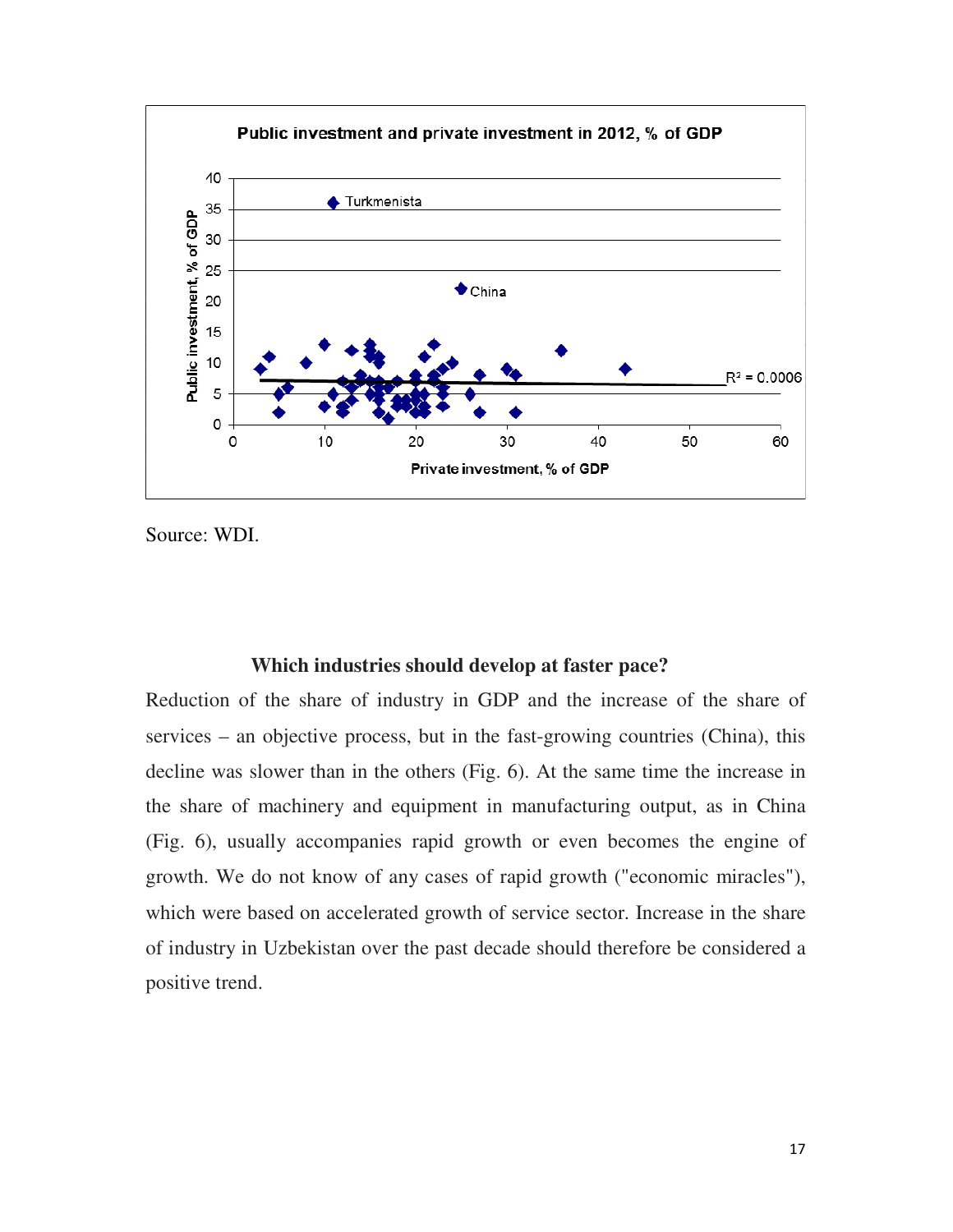**Public investment and private investment in 2012, % of GDP**

Source: WDI.

### Which industries should develop at faster pace?

Reduction of the share of industry in GDP and the increase of the share of services – an objective process, but in the fast-growing countries (China), this decline was slower than in the others (Fig. 6). At the same time the increase in the share of machinery and equipment in manufacturing output, as in China (Fig. 6), usually accompanies rapid growth or even becomes the engine of growth. We do not know of any cases of rapid growth ("economic miracles"), which were based on accelerated growth of service sector. Increase in the share of industry in Uzbekistan over the past decade should therefore be considered a positive trend.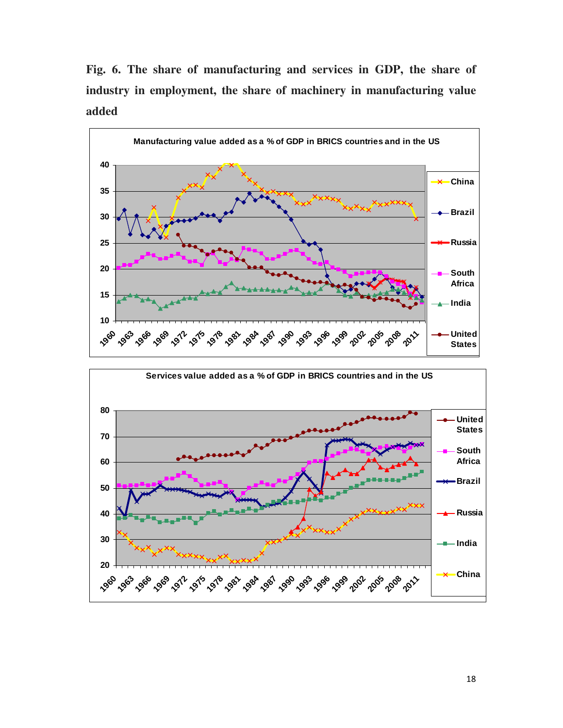**Fig. 6. The share of manufacturing and services in GDP, the share of industry in employment, the share of machinery in manufacturing value added**

Manufacturing value added as a % of GDP in BRICS countries and in the US

Services value added as a % of GDP in BRICS countries and in the US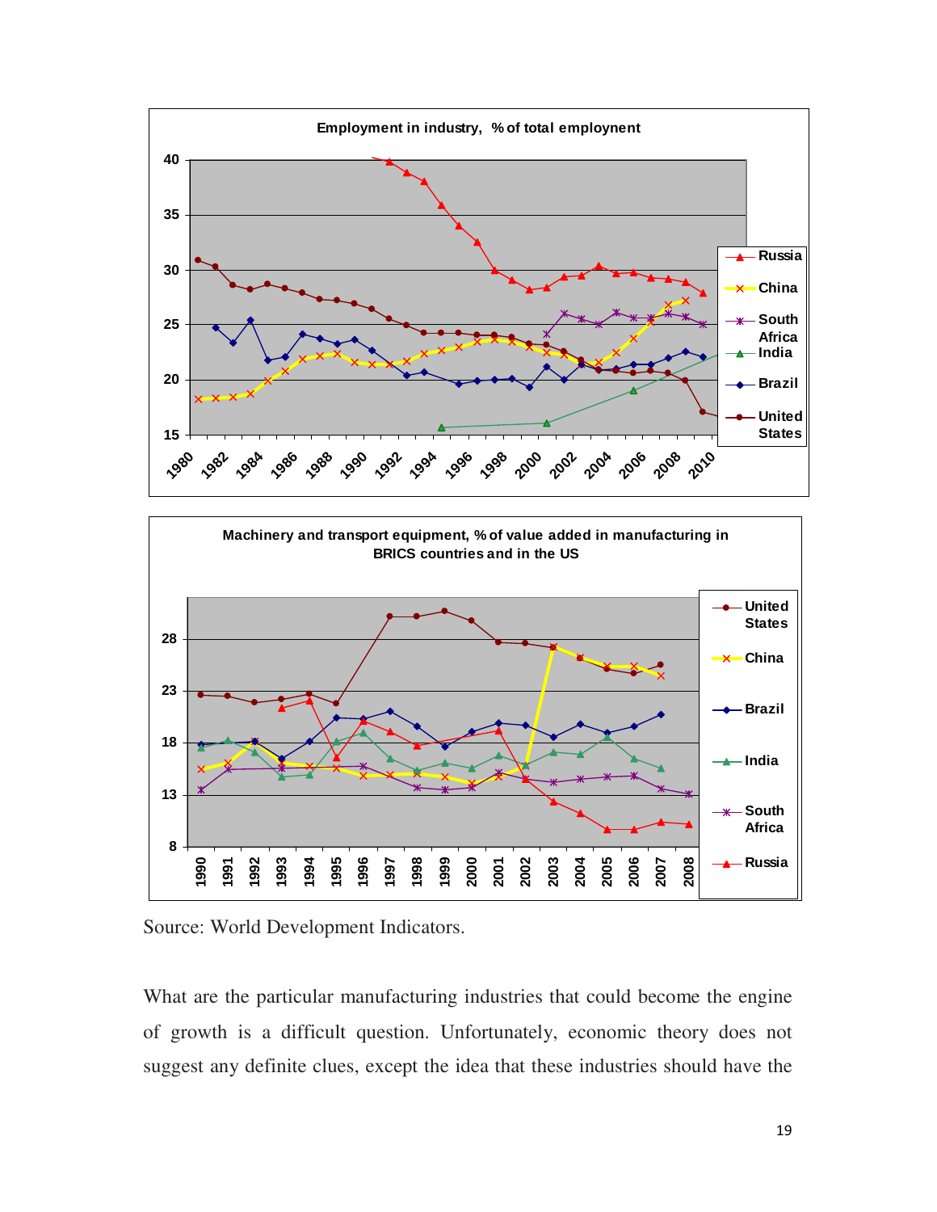Employment in industry, % of total employnent

Machinery and transport equipment, % of value added in manufacturing in BRICS countries and in the US

Source: World Development Indicators.

What are the particular manufacturing industries that could become the engine of growth is a difficult question. Unfortunately, economic theory does not suggest any definite clues, except the idea that these industries should have the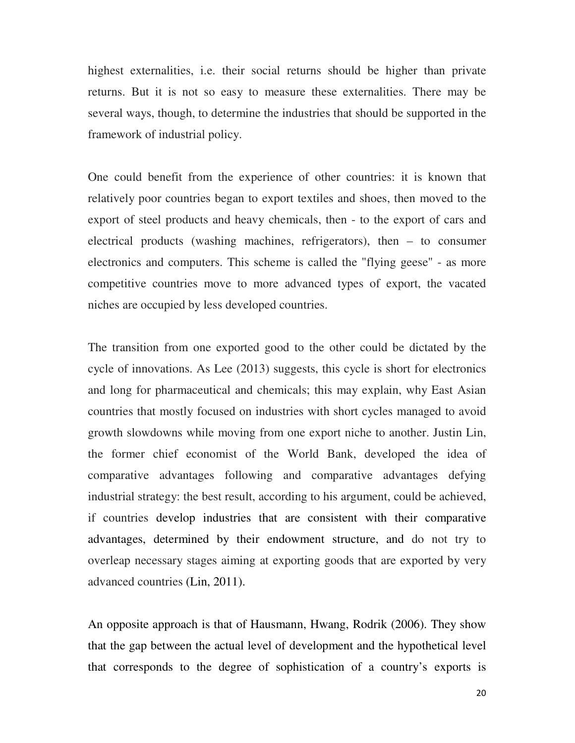highest externalities, i.e. their social returns should be higher than private returns. But it is not so easy to measure these externalities. There may be several ways, though, to determine the industries that should be supported in the framework of industrial policy.

One could benefit from the experience of other countries: it is known that relatively poor countries began to export textiles and shoes, then moved to the export of steel products and heavy chemicals, then - to the export of cars and electrical products (washing machines, refrigerators), then – to consumer electronics and computers. This scheme is called the "flying geese" - as more competitive countries move to more advanced types of export, the vacated niches are occupied by less developed countries.

The transition from one exported good to the other could be dictated by the cycle of innovations. As Lee (2013) suggests, this cycle is short for electronics and long for pharmaceutical and chemicals; this may explain, why East Asian countries that mostly focused on industries with short cycles managed to avoid growth slowdowns while moving from one export niche to another. Justin Lin, the former chief economist of the World Bank, developed the idea of comparative advantages following and comparative advantages defying industrial strategy: the best result, according to his argument, could be achieved, if countries develop industries that are consistent with their comparative advantages, determined by their endowment structure, and do not try to overleap necessary stages aiming at exporting goods that are exported by very advanced countries (Lin, 2011).

An opposite approach is that of Hausmann, Hwang, Rodrik (2006). They show that the gap between the actual level of development and the hypothetical level that corresponds to the degree of sophistication of a country's exports is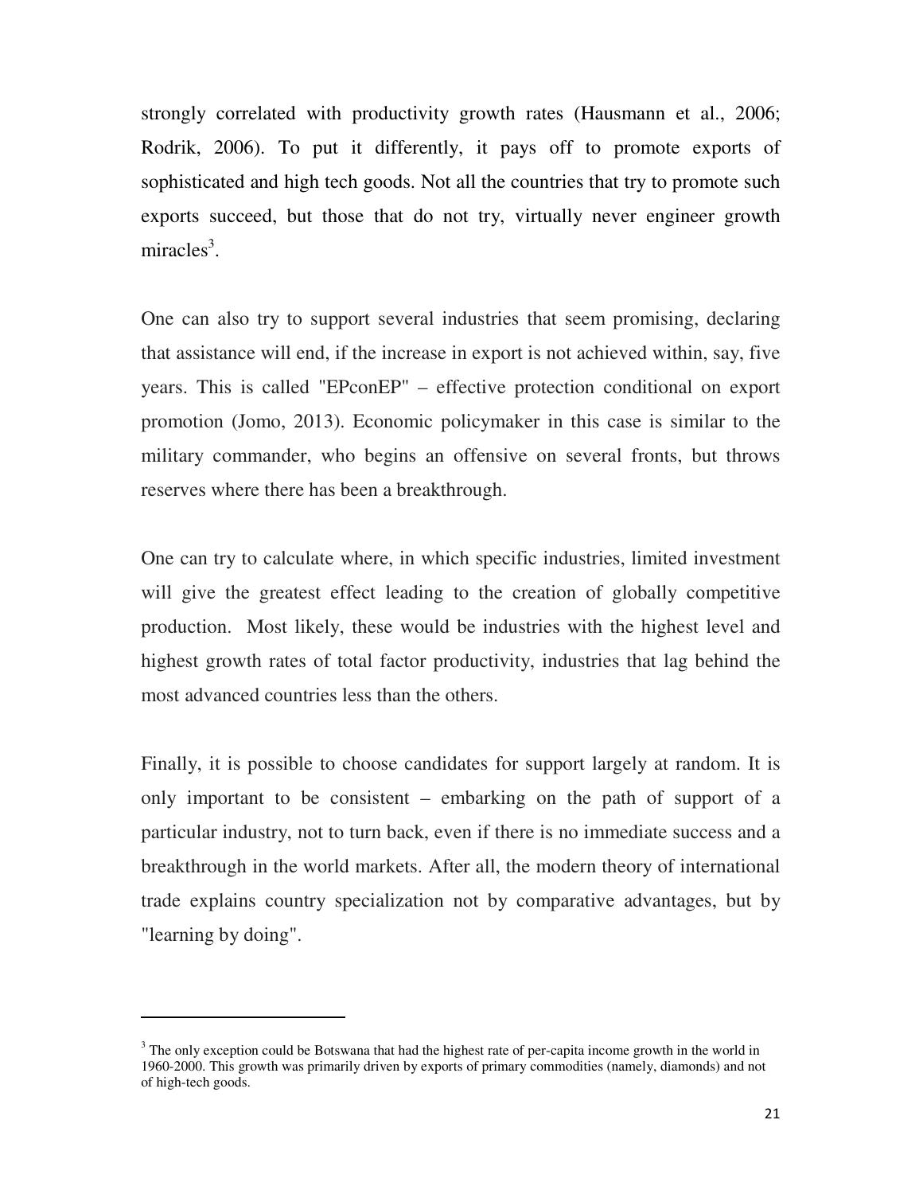strongly correlated with productivity growth rates (Hausmann et al., 2006; Rodrik, 2006). To put it differently, it pays off to promote exports of sophisticated and high tech goods. Not all the countries that try to promote such exports succeed, but those that do not try, virtually never engineer growth miracles[3].

One can also try to support several industries that seem promising, declaring that assistance will end, if the increase in export is not achieved within, say, five years. This is called "EPconEP" – effective protection conditional on export promotion (Jomo, 2013). Economic policymaker in this case is similar to the military commander, who begins an offensive on several fronts, but throws reserves where there has been a breakthrough.

One can try to calculate where, in which specific industries, limited investment will give the greatest effect leading to the creation of globally competitive production. Most likely, these would be industries with the highest level and highest growth rates of total factor productivity, industries that lag behind the most advanced countries less than the others.

Finally, it is possible to choose candidates for support largely at random. It is only important to be consistent – embarking on the path of support of a particular industry, not to turn back, even if there is no immediate success and a breakthrough in the world markets. After all, the modern theory of international trade explains country specialization not by comparative advantages, but by "learning by doing".

---

[3] The only exception could be Botswana that had the highest rate of per-capita income growth in the world in 1960-2000. This growth was primarily driven by exports of primary commodities (namely, diamonds) and not of high-tech goods.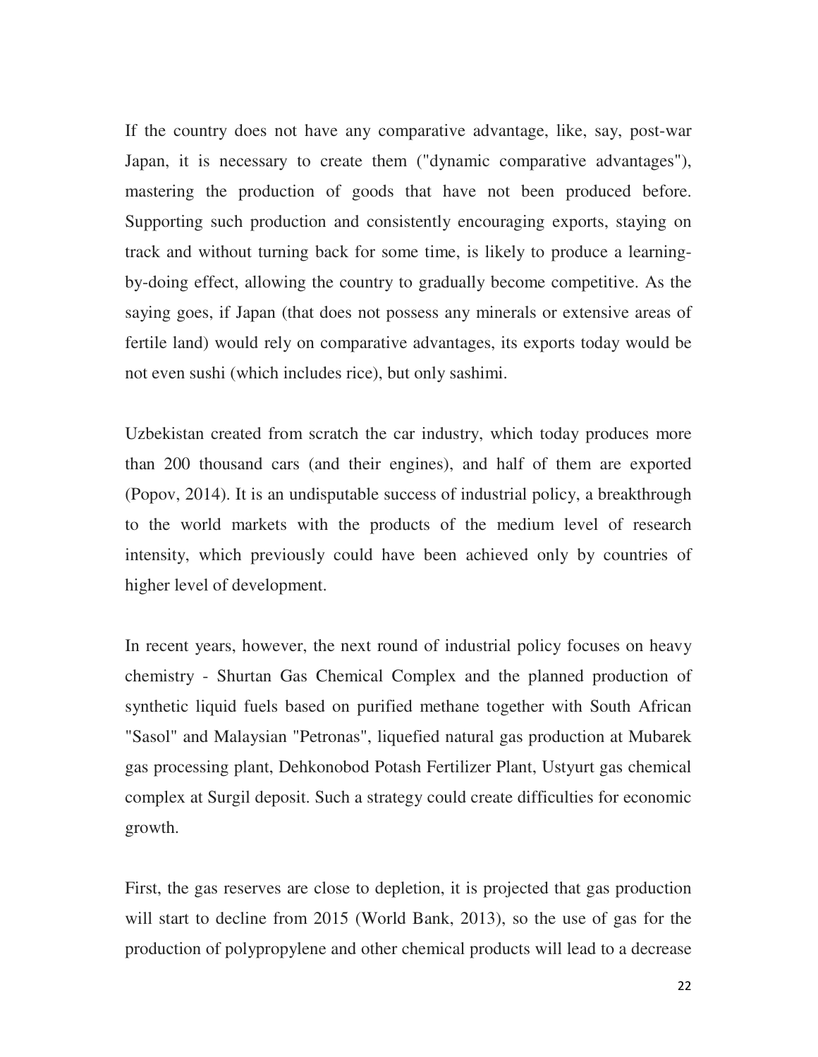If the country does not have any comparative advantage, like, say, post-war Japan, it is necessary to create them ("dynamic comparative advantages"), mastering the production of goods that have not been produced before. Supporting such production and consistently encouraging exports, staying on track and without turning back for some time, is likely to produce a learning-by-doing effect, allowing the country to gradually become competitive. As the saying goes, if Japan (that does not possess any minerals or extensive areas of fertile land) would rely on comparative advantages, its exports today would be not even sushi (which includes rice), but only sashimi.

Uzbekistan created from scratch the car industry, which today produces more than 200 thousand cars (and their engines), and half of them are exported (Popov, 2014). It is an undisputable success of industrial policy, a breakthrough to the world markets with the products of the medium level of research intensity, which previously could have been achieved only by countries of higher level of development.

In recent years, however, the next round of industrial policy focuses on heavy chemistry - Shurtan Gas Chemical Complex and the planned production of synthetic liquid fuels based on purified methane together with South African "Sasol" and Malaysian "Petronas", liquefied natural gas production at Mubarek gas processing plant, Dehkonobod Potash Fertilizer Plant, Ustyurt gas chemical complex at Surgil deposit. Such a strategy could create difficulties for economic growth.

First, the gas reserves are close to depletion, it is projected that gas production will start to decline from 2015 (World Bank, 2013), so the use of gas for the production of polypropylene and other chemical products will lead to a decrease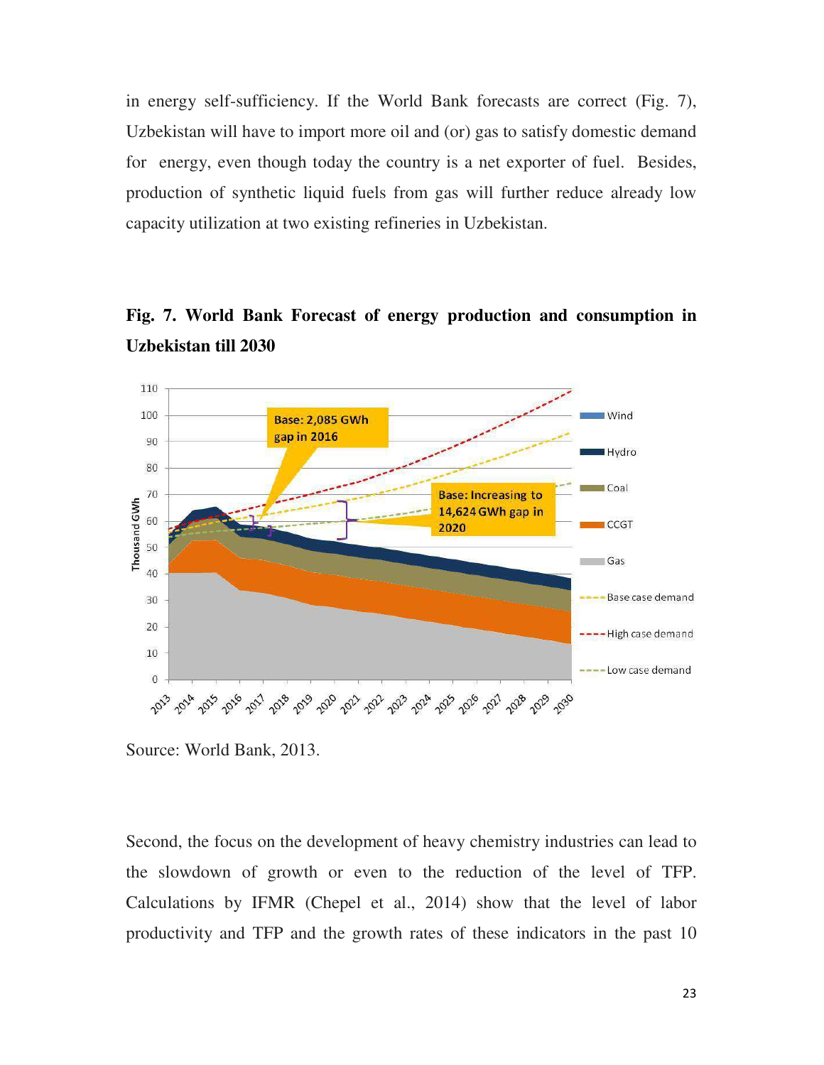in energy self-sufficiency. If the World Bank forecasts are correct (Fig. 7), Uzbekistan will have to import more oil and (or) gas to satisfy domestic demand for energy, even though today the country is a net exporter of fuel. Besides, production of synthetic liquid fuels from gas will further reduce already low capacity utilization at two existing refineries in Uzbekistan.

**Fig. 7. World Bank Forecast of energy production and consumption in Uzbekistan till 2030**

Source: World Bank, 2013.

Second, the focus on the development of heavy chemistry industries can lead to the slowdown of growth or even to the reduction of the level of TFP. Calculations by IFMR (Chepel et al., 2014) show that the level of labor productivity and TFP and the growth rates of these indicators in the past 10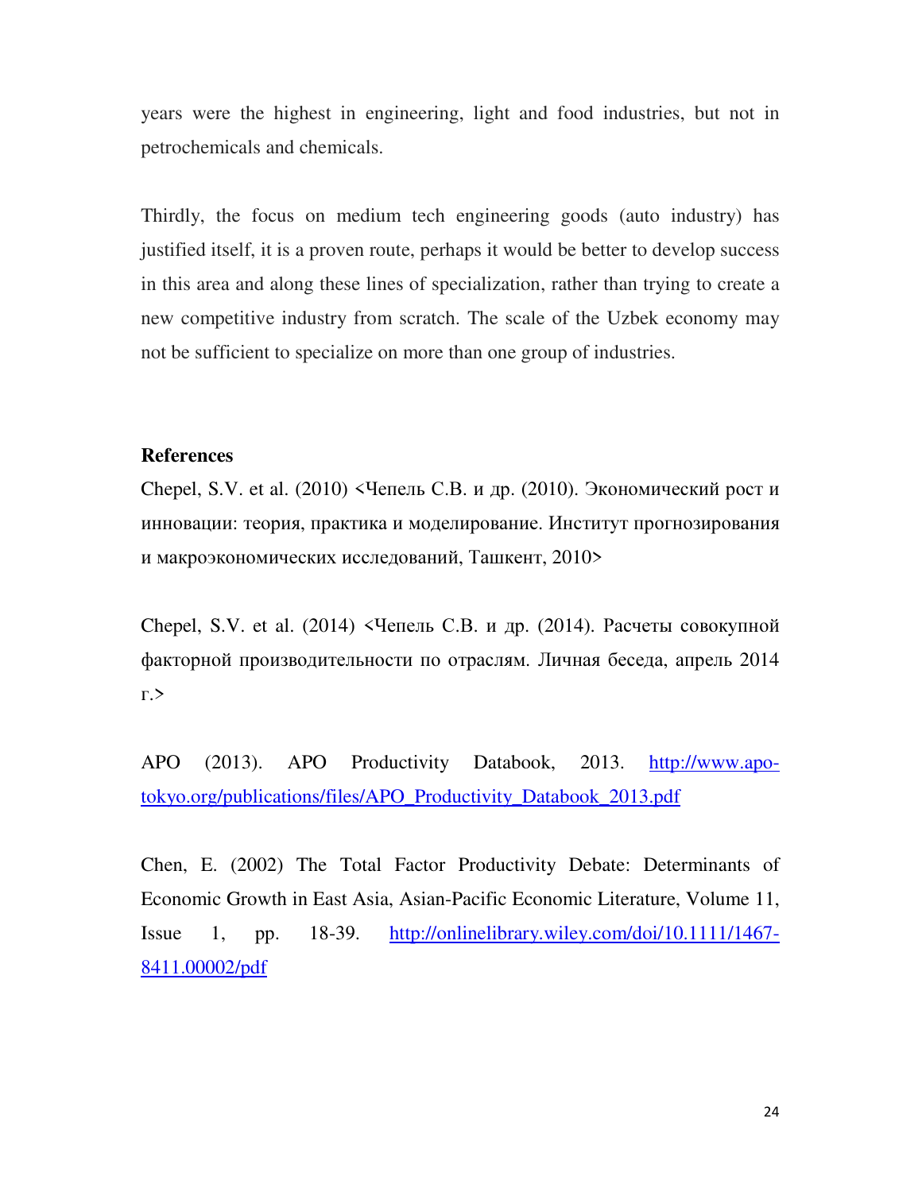years were the highest in engineering, light and food industries, but not in petrochemicals and chemicals.

Thirdly, the focus on medium tech engineering goods (auto industry) has justified itself, it is a proven route, perhaps it would be better to develop success in this area and along these lines of specialization, rather than trying to create a new competitive industry from scratch. The scale of the Uzbek economy may not be sufficient to specialize on more than one group of industries.

**References**

Chepel, S.V. et al. (2010) <Чепель С.В. и др. (2010). Экономический рост и инновации: теория, практика и моделирование. Институт прогнозирования и макроэкономических исследований, Ташкент, 2010>

Chepel, S.V. et al. (2014) <Чепель С.В. и др. (2014). Расчеты совокупной факторной производительности по отраслям. Личная беседа, апрель 2014 г.>

APO (2013). APO Productivity Databook, 2013. http://www.apo-tokyo.org/publications/files/APO_Productivity_Databook_2013.pdf

Chen, E. (2002) The Total Factor Productivity Debate: Determinants of Economic Growth in East Asia, Asian-Pacific Economic Literature, Volume 11, Issue 1, pp. 18-39. http://onlinelibrary.wiley.com/doi/10.1111/1467-8411.00002/pdf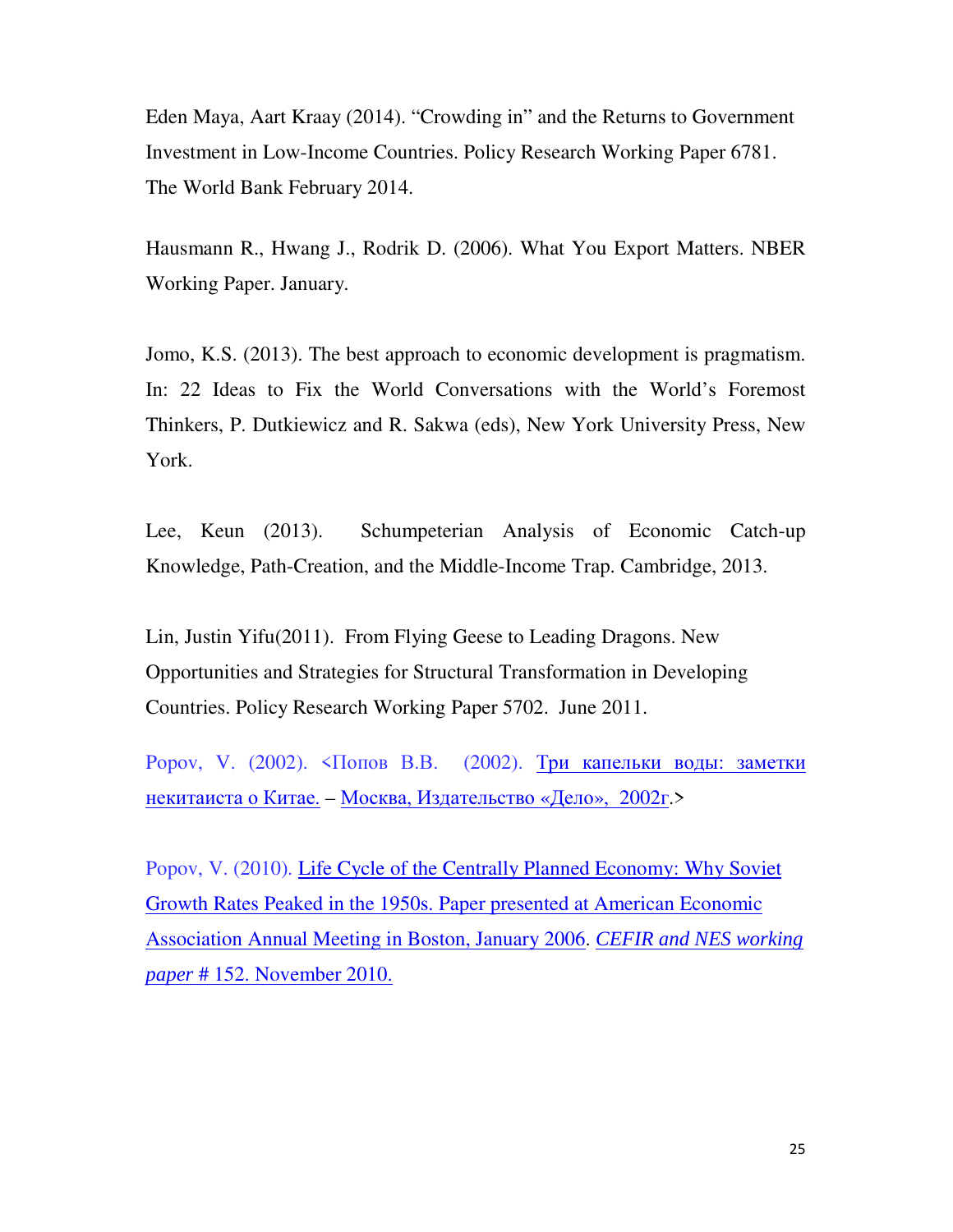Eden Maya, Aart Kraay (2014). “Crowding in” and the Returns to Government Investment in Low-Income Countries. Policy Research Working Paper 6781. The World Bank February 2014.

Hausmann R., Hwang J., Rodrik D. (2006). What You Export Matters. NBER Working Paper. January.

Jomo, K.S. (2013). The best approach to economic development is pragmatism. In: 22 Ideas to Fix the World Conversations with the World’s Foremost Thinkers, P. Dutkiewicz and R. Sakwa (eds), New York University Press, New York.

Lee, Keun (2013). Schumpeterian Analysis of Economic Catch-up Knowledge, Path-Creation, and the Middle-Income Trap. Cambridge, 2013.

Lin, Justin Yifu(2011). From Flying Geese to Leading Dragons. New Opportunities and Strategies for Structural Transformation in Developing Countries. Policy Research Working Paper 5702. June 2011.

Popov, V. (2002). <Попов В.В. (2002). Три капельки воды: заметки некитаиста о Китае. – Москва, Издательство «Дело», 2002г.>

Popov, V. (2010). Life Cycle of the Centrally Planned Economy: Why Soviet Growth Rates Peaked in the 1950s. Paper presented at American Economic Association Annual Meeting in Boston, January 2006. *CEFIR and NES working paper* # 152. November 2010.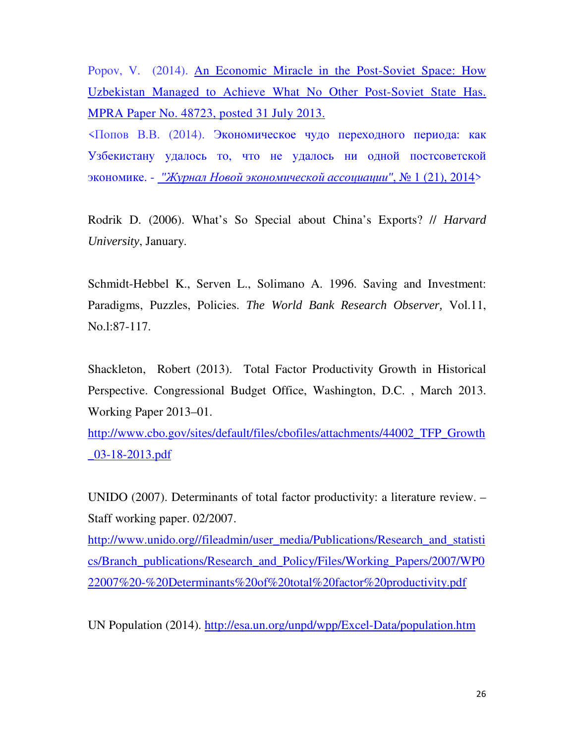Popov, V. (2014). An Economic Miracle in the Post-Soviet Space: How Uzbekistan Managed to Achieve What No Other Post-Soviet State Has. MPRA Paper No. 48723, posted 31 July 2013.

<Попов В.В. (2014). Экономическое чудо переходного периода: как Узбекистану удалось то, что не удалось ни одной постсоветской экономике. - *"Журнал Новой экономической ассоциации"*, № 1 (21), 2014>

Rodrik D. (2006). What's So Special about China's Exports? // *Harvard University*, January.

Schmidt-Hebbel K., Serven L., Solimano A. 1996. Saving and Investment: Paradigms, Puzzles, Policies. *The World Bank Research Observer,* Vol.11, No.l:87-117.

Shackleton, Robert (2013). Total Factor Productivity Growth in Historical Perspective. Congressional Budget Office, Washington, D.C. , March 2013. Working Paper 2013–01.
http://www.cbo.gov/sites/default/files/cbofiles/attachments/44002_TFP_Growth_03-18-2013.pdf

UNIDO (2007). Determinants of total factor productivity: a literature review. – Staff working paper. 02/2007.
http://www.unido.org//fileadmin/user_media/Publications/Research_and_statistics/Branch_publications/Research_and_Policy/Files/Working_Papers/2007/WP022007%20-%20Determinants%20of%20total%20factor%20productivity.pdf

UN Population (2014). http://esa.un.org/unpd/wpp/Excel-Data/population.htm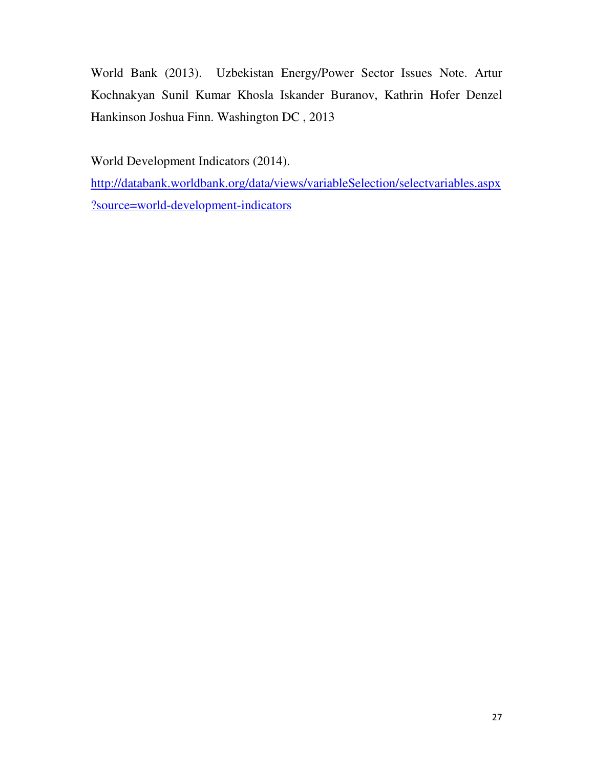World Bank (2013). Uzbekistan Energy/Power Sector Issues Note. Artur Kochnakyan Sunil Kumar Khosla Iskander Buranov, Kathrin Hofer Denzel Hankinson Joshua Finn. Washington DC , 2013

World Development Indicators (2014). http://databank.worldbank.org/data/views/variableSelection/selectvariables.aspx?source=world-development-indicators